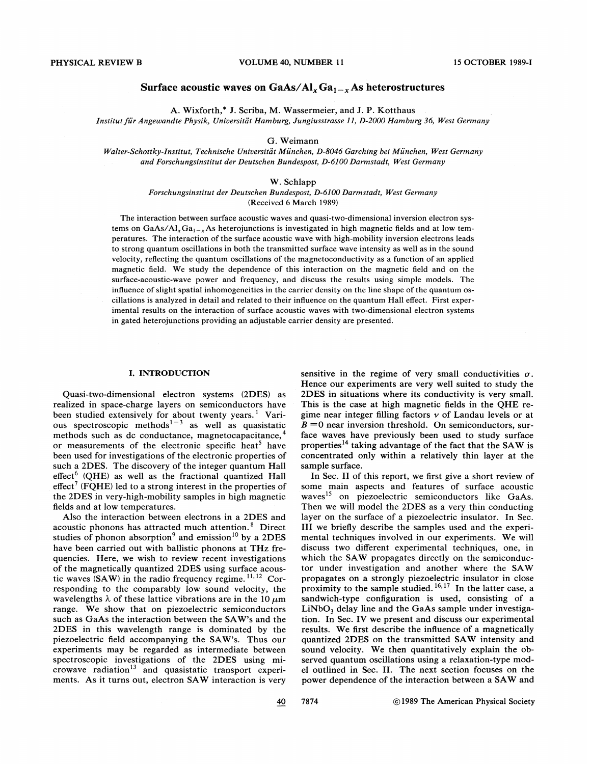# Surface acoustic waves on $GaAs/Al_xGa_{1-x}As$ heterostructures

A. Wixforth,* J. Scriba, M. Wassermeier, and J. P. Kotthaus

*Institut für Angewandte Physik, Universität Hamburg, Jungiusstrasse 11, D-2000 Hamburg 36, West Germany*

G. Weimann

*Walter-Schottky-Institut, Technische Universität München, D-8046 Garching bei München, West Germany and Forschungsinstitut der Deutschen Bundespost, D-6100 Darmstadt, West Germany*

W. Schlapp

*Forschungsinstitut der Deutschen Bundespost, D-6100 Darmstadt, West Germany*

(Received 6 March 1989)

The interaction between surface acoustic waves and quasi-two-dimensional inversion electron systems on $GaAs/Al_xGa_{1-x}As$ heterojunctions is investigated in high magnetic fields and at low temperatures. The interaction of the surface acoustic wave with high-mobility inversion electrons leads to strong quantum oscillations in both the transmitted surface wave intensity as well as in the sound velocity, reflecting the quantum oscillations of the magnetoconductivity as a function of an applied magnetic field. We study the dependence of this interaction on the magnetic field and on the surface-acoustic-wave power and frequency, and discuss the results using simple models. The influence of slight spatial inhomogeneities in the carrier density on the line shape of the quantum oscillations is analyzed in detail and related to their influence on the quantum Hall effect. First experimental results on the interaction of surface acoustic waves with two-dimensional electron systems in gated heterojunctions providing an adjustable carrier density are presented.

## I. INTRODUCTION

Quasi-two-dimensional electron systems (2DES) as realized in space-charge layers on semiconductors have been studied extensively for about twenty years.[1] Various spectroscopic methods[1–3] as well as quasistatic methods such as dc conductance, magnetocapacitance,[4] or measurements of the electronic specific heat[5] have been used for investigations of the electronic properties of such a 2DES. The discovery of the integer quantum Hall effect[6] (QHE) as well as the fractional quantized Hall effect[7] (FQHE) led to a strong interest in the properties of the 2DES in very-high-mobility samples in high magnetic fields and at low temperatures.

Also the interaction between electrons in a 2DES and acoustic phonons has attracted much attention.[8] Direct studies of phonon absorption[9] and emission[10] by a 2DES have been carried out with ballistic phonons at THz frequencies. Here, we wish to review recent investigations of the magnetically quantized 2DES using surface acoustic waves (SAW) in the radio frequency regime.[11,12] Corresponding to the comparably low sound velocity, the wavelengths $\lambda$ of these lattice vibrations are in the 10 $\mu$m range. We show that on piezoelectric semiconductors such as GaAs the interaction between the SAW's and the 2DES in this wavelength range is dominated by the piezoelectric field accompanying the SAW's. Thus our experiments may be regarded as intermediate between spectroscopic investigations of the 2DES using microwave radiation[13] and quasistatic transport experiments. As it turns out, electron SAW interaction is very sensitive in the regime of very small conductivities $\sigma$. Hence our experiments are very well suited to study the 2DES in situations where its conductivity is very small. This is the case at high magnetic fields in the QHE regime near integer filling factors $\nu$ of Landau levels or at $B=0$ near inversion threshold. On semiconductors, surface waves have previously been used to study surface properties[14] taking advantage of the fact that the SAW is concentrated only within a relatively thin layer at the sample surface.

In Sec. II of this report, we first give a short review of some main aspects and features of surface acoustic waves[15] on piezoelectric semiconductors like GaAs. Then we will model the 2DES as a very thin conducting layer on the surface of a piezoelectric insulator. In Sec. III we briefly describe the samples used and the experimental techniques involved in our experiments. We will discuss two different experimental techniques, one, in which the SAW propagates directly on the semiconductor under investigation and another where the SAW propagates on a strongly piezoelectric insulator in close proximity to the sample studied.[16,17] In the latter case, a sandwich-type configuration is used, consisting of a $LiNbO_3$ delay line and the GaAs sample under investigation. In Sec. IV we present and discuss our experimental results. We first describe the influence of a magnetically quantized 2DES on the transmitted SAW intensity and sound velocity. We then quantitatively explain the observed quantum oscillations using a relaxation-type model outlined in Sec. II. The next section focuses on the power dependence of the interaction between a SAW and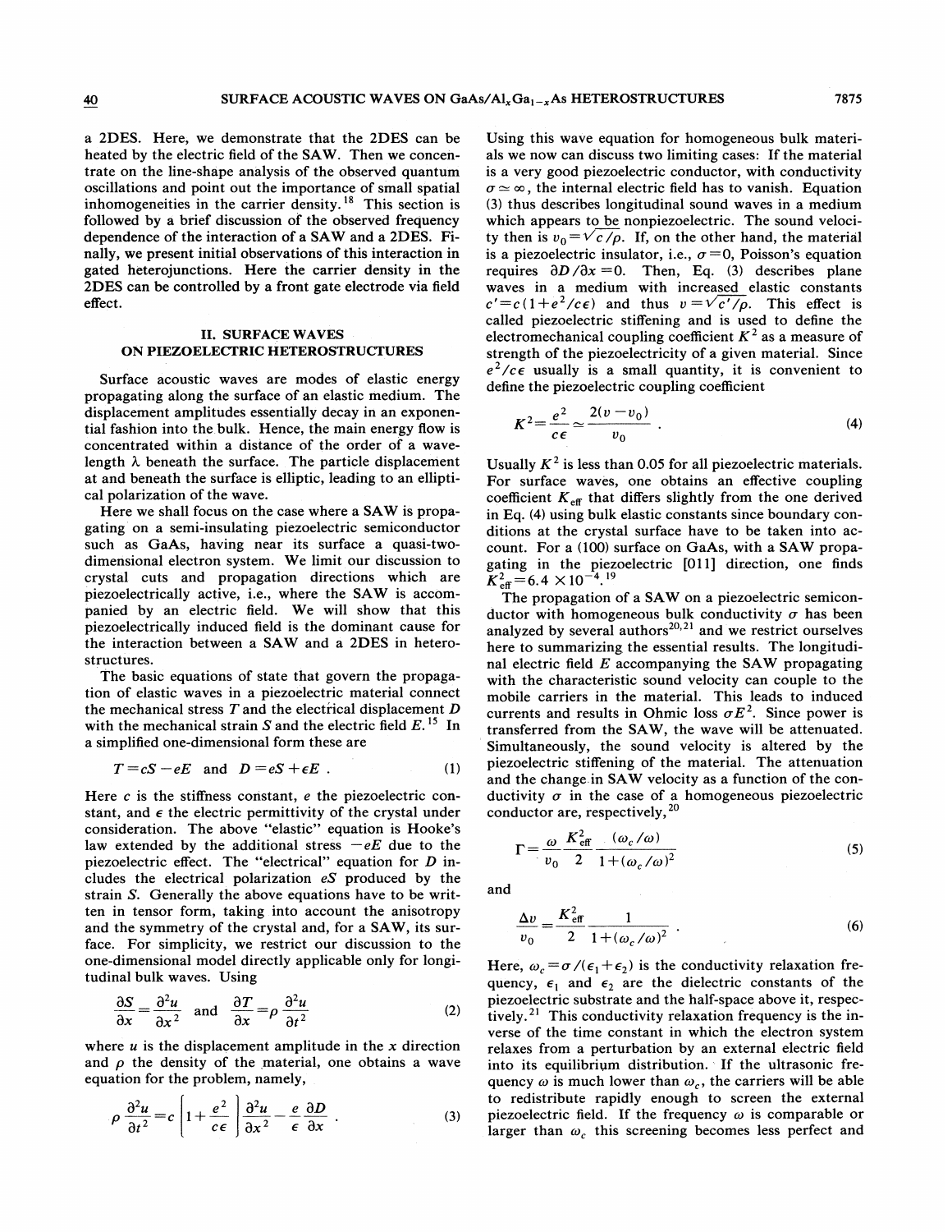a 2DES. Here, we demonstrate that the 2DES can be heated by the electric field of the SAW. Then we concentrate on the line-shape analysis of the observed quantum oscillations and point out the importance of small spatial inhomogeneities in the carrier density.[18] This section is followed by a brief discussion of the observed frequency dependence of the interaction of a SAW and a 2DES. Finally, we present initial observations of this interaction in gated heterojunctions. Here the carrier density in the 2DES can be controlled by a front gate electrode via field effect.

## II. SURFACE WAVES ON PIEZOELECTRIC HETEROSTRUCTURES

Surface acoustic waves are modes of elastic energy propagating along the surface of an elastic medium. The displacement amplitudes essentially decay in an exponential fashion into the bulk. Hence, the main energy flow is concentrated within a distance of the order of a wavelength $\lambda$ beneath the surface. The particle displacement at and beneath the surface is elliptic, leading to an elliptical polarization of the wave.

Here we shall focus on the case where a SAW is propagating on a semi-insulating piezoelectric semiconductor such as GaAs, having near its surface a quasi-two-dimensional electron system. We limit our discussion to crystal cuts and propagation directions which are piezoelectrically active, i.e., where the SAW is accompanied by an electric field. We will show that this piezoelectrically induced field is the dominant cause for the interaction between a SAW and a 2DES in heterostructures.

The basic equations of state that govern the propagation of elastic waves in a piezoelectric material connect the mechanical stress $T$ and the electrical displacement $D$ with the mechanical strain $S$ and the electric field $E$.[15] In a simplified one-dimensional form these are

$$T = cS - eE \quad \text{and} \quad D = eS + \epsilon E \ . \tag{1}$$

Here $c$ is the stiffness constant, $e$ the piezoelectric constant, and $\epsilon$ the electric permittivity of the crystal under consideration. The above "elastic" equation is Hooke's law extended by the additional stress $-eE$ due to the piezoelectric effect. The "electrical" equation for $D$ includes the electrical polarization $eS$ produced by the strain $S$. Generally the above equations have to be written in tensor form, taking into account the anisotropy and the symmetry of the crystal and, for a SAW, its surface. For simplicity, we restrict our discussion to the one-dimensional model directly applicable only for longitudinal bulk waves. Using

$$\frac{\partial S}{\partial x} = \frac{\partial^2 u}{\partial x^2} \quad \text{and} \quad \frac{\partial T}{\partial x} = \rho \frac{\partial^2 u}{\partial t^2} \tag{2}$$

where $u$ is the displacement amplitude in the $x$ direction and $\rho$ the density of the material, one obtains a wave equation for the problem, namely,

$$\rho \frac{\partial^2 u}{\partial t^2} = c \left[ 1 + \frac{e^2}{c\epsilon} \right] \frac{\partial^2 u}{\partial x^2} - \frac{e}{\epsilon} \frac{\partial D}{\partial x} \ . \tag{3}$$

Using this wave equation for homogeneous bulk materials we now can discuss two limiting cases: If the material is a very good piezoelectric conductor, with conductivity $\sigma \simeq \infty$, the internal electric field has to vanish. Equation (3) thus describes longitudinal sound waves in a medium which appears to be nonpiezoelectric. The sound velocity then is $v_0 = \sqrt{c/\rho}$. If, on the other hand, the material is a piezoelectric insulator, i.e., $\sigma = 0$, Poisson's equation requires $\partial D/\partial x = 0$. Then, Eq. (3) describes plane waves in a medium with increased elastic constants $c' = c(1 + e^2/c\epsilon)$ and thus $v = \sqrt{c'/\rho}$. This effect is called piezoelectric stiffening and is used to define the electromechanical coupling coefficient $K^2$ as a measure of strength of the piezoelectricity of a given material. Since $e^2/c\epsilon$ usually is a small quantity, it is convenient to define the piezoelectric coupling coefficient

$$K^2 = \frac{e^2}{c\epsilon} \simeq \frac{2(v - v_0)}{v_0} \ . \tag{4}$$

Usually $K^2$ is less than 0.05 for all piezoelectric materials. For surface waves, one obtains an effective coupling coefficient $K_{\text{eff}}$ that differs slightly from the one derived in Eq. (4) using bulk elastic constants since boundary conditions at the crystal surface have to be taken into account. For a (100) surface on GaAs, with a SAW propagating in the piezoelectric [011] direction, one finds $K_{\text{eff}}^2 = 6.4 \times 10^{-4}$.[19]

The propagation of a SAW on a piezoelectric semiconductor with homogeneous bulk conductivity $\sigma$ has been analyzed by several authors[20,21] and we restrict ourselves here to summarizing the essential results. The longitudinal electric field $E$ accompanying the SAW propagating with the characteristic sound velocity can couple to the mobile carriers in the material. This leads to induced currents and results in Ohmic loss $\sigma E^2$. Since power is transferred from the SAW, the wave will be attenuated. Simultaneously, the sound velocity is altered by the piezoelectric stiffening of the material. The attenuation and the change in SAW velocity as a function of the conductivity $\sigma$ in the case of a homogeneous piezoelectric conductor are, respectively,[20]

$$\Gamma = \frac{\omega}{v_0} \frac{K_{\text{eff}}^2}{2} \frac{(\omega_c/\omega)}{1 + (\omega_c/\omega)^2} \tag{5}$$

and

$$\frac{\Delta v}{v_0} = \frac{K_{\text{eff}}^2}{2} \frac{1}{1 + (\omega_c/\omega)^2} \ . \tag{6}$$

Here, $\omega_c = \sigma/(\epsilon_1 + \epsilon_2)$ is the conductivity relaxation frequency, $\epsilon_1$ and $\epsilon_2$ are the dielectric constants of the piezoelectric substrate and the half-space above it, respectively.[21] This conductivity relaxation frequency is the inverse of the time constant in which the electron system relaxes from a perturbation by an external electric field into its equilibrium distribution. If the ultrasonic frequency $\omega$ is much lower than $\omega_c$, the carriers will be able to redistribute rapidly enough to screen the external piezoelectric field. If the frequency $\omega$ is comparable or larger than $\omega_c$ this screening becomes less perfect and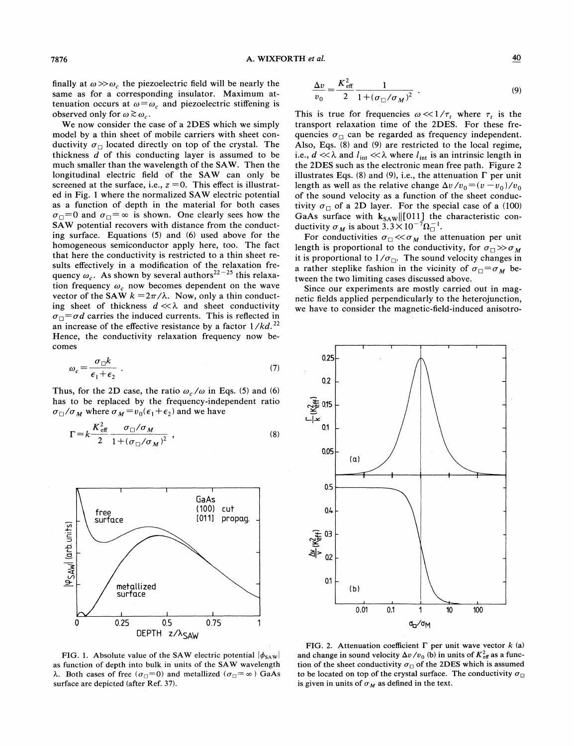finally at $\omega \gg \omega_c$ the piezoelectric field will be nearly the same as for a corresponding insulator. Maximum attenuation occurs at $\omega = \omega_c$ and piezoelectric stiffening is observed only for $\omega \gtrsim \omega_c$.

We now consider the case of a 2DES which we simply model by a thin sheet of mobile carriers with sheet conductivity $\sigma_\square$ located directly on top of the crystal. The thickness $d$ of this conducting layer is assumed to be much smaller than the wavelength of the SAW. Then the longitudinal electric field of the SAW can only be screened at the surface, i.e., $z=0$. This effect is illustrated in Fig. 1 where the normalized SAW electric potential as a function of depth in the material for both cases $\sigma_\square = 0$ and $\sigma_\square = \infty$ is shown. One clearly sees how the SAW potential recovers with distance from the conducting surface. Equations (5) and (6) used above for the homogeneous semiconductor apply here, too. The fact that here the conductivity is restricted to a thin sheet results effectively in a modification of the relaxation frequency $\omega_c$. As shown by several authors[22-25] this relaxation frequency $\omega_c$ now becomes dependent on the wave vector of the SAW $k = 2\pi/\lambda$. Now, only a thin conducting sheet of thickness $d \ll \lambda$ and sheet conductivity $\sigma_\square = \sigma d$ carries the induced currents. This is reflected in an increase of the effective resistance by a factor $1/kd$.[22] Hence, the conductivity relaxation frequency now becomes

$$\omega_c = \frac{\sigma_\square k}{\epsilon_1 + \epsilon_2} . \tag{7}$$

Thus, for the 2D case, the ratio $\omega_c/\omega$ in Eqs. (5) and (6) has to be replaced by the frequency-independent ratio $\sigma_\square/\sigma_M$ where $\sigma_M = v_0(\epsilon_1 + \epsilon_2)$ and we have

$$\Gamma = k \frac{K_{\text{eff}}^2}{2} \frac{\sigma_\square/\sigma_M}{1 + (\sigma_\square/\sigma_M)^2} , \tag{8}$$

$$\frac{\Delta v}{v_0} = \frac{K_{\text{eff}}^2}{2} \frac{1}{1 + (\sigma_\square/\sigma_M)^2} . \tag{9}$$

This is true for frequencies $\omega \ll 1/\tau_t$ where $\tau_t$ is the transport relaxation time of the 2DES. For these frequencies $\sigma_\square$ can be regarded as frequency independent. Also, Eqs. (8) and (9) are restricted to the local regime, i.e., $d \ll \lambda$ and $l_{\text{int}} \ll \lambda$ where $l_{\text{int}}$ is an intrinsic length in the 2DES such as the electronic mean free path. Figure 2 illustrates Eqs. (8) and (9), i.e., the attenuation $\Gamma$ per unit length as well as the relative change $\Delta v/v_0 = (v - v_0)/v_0$ of the sound velocity as a function of the sheet conductivity $\sigma_\square$ of a 2D layer. For the special case of a (100) GaAs surface with $\mathbf{k}_{\text{SAW}} \| [011]$ the characteristic conductivity $\sigma_M$ is about $3.3 \times 10^{-7} \Omega_\square^{-1}$.

For conductivities $\sigma_\square \ll \sigma_M$ the attenuation per unit length is proportional to the conductivity, for $\sigma_\square \gg \sigma_M$ it is proportional to $1/\sigma_\square$. The sound velocity changes in a rather steplike fashion in the vicinity of $\sigma_\square = \sigma_M$ between the two limiting cases discussed above.

Since our experiments are mostly carried out in magnetic fields applied perpendicularly to the heterojunction, we have to consider the magnetic-field-induced anisotro-

FIG. 1. Absolute value of the SAW electric potential $|\phi_{\text{SAW}}|$ as function of depth into bulk in units of the SAW wavelength $\lambda$. Both cases of free ($\sigma_\square = 0$) and metallized ($\sigma_\square = \infty$) GaAs surface are depicted (after Ref. 37).

FIG. 2. Attenuation coefficient $\Gamma$ per unit wave vector $k$ (a) and change in sound velocity $\Delta v/v_0$ (b) in units of $K_{\text{eff}}^2$ as a function of the sheet conductivity $\sigma_\square$ of the 2DES which is assumed to be located on top of the crystal surface. The conductivity $\sigma_\square$ is given in units of $\sigma_M$ as defined in the text.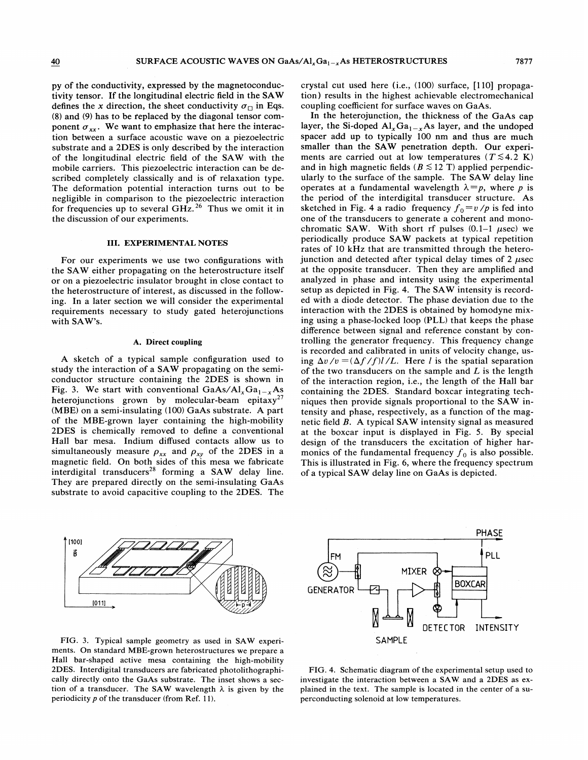py of the conductivity, expressed by the magnetoconductivity tensor. If the longitudinal electric field in the SAW defines the $x$ direction, the sheet conductivity $\sigma_\square$ in Eqs. (8) and (9) has to be replaced by the diagonal tensor component $\sigma_{xx}$. We want to emphasize that here the interaction between a surface acoustic wave on a piezoelectric substrate and a 2DES is only described by the interaction of the longitudinal electric field of the SAW with the mobile carriers. This piezoelectric interaction can be described completely classically and is of relaxation type. The deformation potential interaction turns out to be negligible in comparison to the piezoelectric interaction for frequencies up to several GHz.[26] Thus we omit it in the discussion of our experiments.

## III. EXPERIMENTAL NOTES

For our experiments we use two configurations with the SAW either propagating on the heterostructure itself or on a piezoelectric insulator brought in close contact to the heterostructure of interest, as discussed in the following. In a later section we will consider the experimental requirements necessary to study gated heterojunctions with SAW's.

### A. Direct coupling

A sketch of a typical sample configuration used to study the interaction of a SAW propagating on the semiconductor structure containing the 2DES is shown in Fig. 3. We start with conventional GaAs/$Al_xGa_{1-x}As$ heterojunctions grown by molecular-beam epitaxy[27] (MBE) on a semi-insulating (100) GaAs substrate. A part of the MBE-grown layer containing the high-mobility 2DES is chemically removed to define a conventional Hall bar mesa. Indium diffused contacts allow us to simultaneously measure $\rho_{xx}$ and $\rho_{xy}$ of the 2DES in a magnetic field. On both sides of this mesa we fabricate interdigital transducers[28] forming a SAW delay line. They are prepared directly on the semi-insulating GaAs substrate to avoid capacitive coupling to the 2DES. The crystal cut used here (i.e., (100) surface, [110] propagation) results in the highest achievable electromechanical coupling coefficient for surface waves on GaAs.

In the heterojunction, the thickness of the GaAs cap layer, the Si-doped $Al_xGa_{1-x}As$ layer, and the undoped spacer add up to typically 100 nm and thus are much smaller than the SAW penetration depth. Our experiments are carried out at low temperatures ($T \lesssim 4.2$ K) and in high magnetic fields ($B \lesssim 12$ T) applied perpendicularly to the surface of the sample. The SAW delay line operates at a fundamental wavelength $\lambda = p$, where $p$ is the period of the interdigital transducer structure. As sketched in Fig. 4 a radio frequency $f_0 = v/p$ is fed into one of the transducers to generate a coherent and monochromatic SAW. With short rf pulses (0.1–1 $\mu$sec) we periodically produce SAW packets at typical repetition rates of 10 kHz that are transmitted through the heterojunction and detected after typical delay times of 2 $\mu$sec at the opposite transducer. Then they are amplified and analyzed in phase and intensity using the experimental setup as depicted in Fig. 4. The SAW intensity is recorded with a diode detector. The phase deviation due to the interaction with the 2DES is obtained by homodyne mixing using a phase-locked loop (PLL) that keeps the phase difference between signal and reference constant by controlling the generator frequency. This frequency change is recorded and calibrated in units of velocity change, using $\Delta v/v = (\Delta f/f)l/L$. Here $l$ is the spatial separation of the two transducers on the sample and $L$ is the length of the interaction region, i.e., the length of the Hall bar containing the 2DES. Standard boxcar integrating techniques then provide signals proportional to the SAW intensity and phase, respectively, as a function of the magnetic field $B$. A typical SAW intensity signal as measured at the boxcar input is displayed in Fig. 5. By special design of the transducers the excitation of higher harmonics of the fundamental frequency $f_0$ is also possible. This is illustrated in Fig. 6, where the frequency spectrum of a typical SAW delay line on GaAs is depicted.

FIG. 3. Typical sample geometry as used in SAW experiments. On standard MBE-grown heterostructures we prepare a Hall bar-shaped active mesa containing the high-mobility 2DES. Interdigital transducers are fabricated photolithographically directly onto the GaAs substrate. The inset shows a section of a transducer. The SAW wavelength $\lambda$ is given by the periodicity $p$ of the transducer (from Ref. 11).

FIG. 4. Schematic diagram of the experimental setup used to investigate the interaction between a SAW and a 2DES as explained in the text. The sample is located in the center of a superconducting solenoid at low temperatures.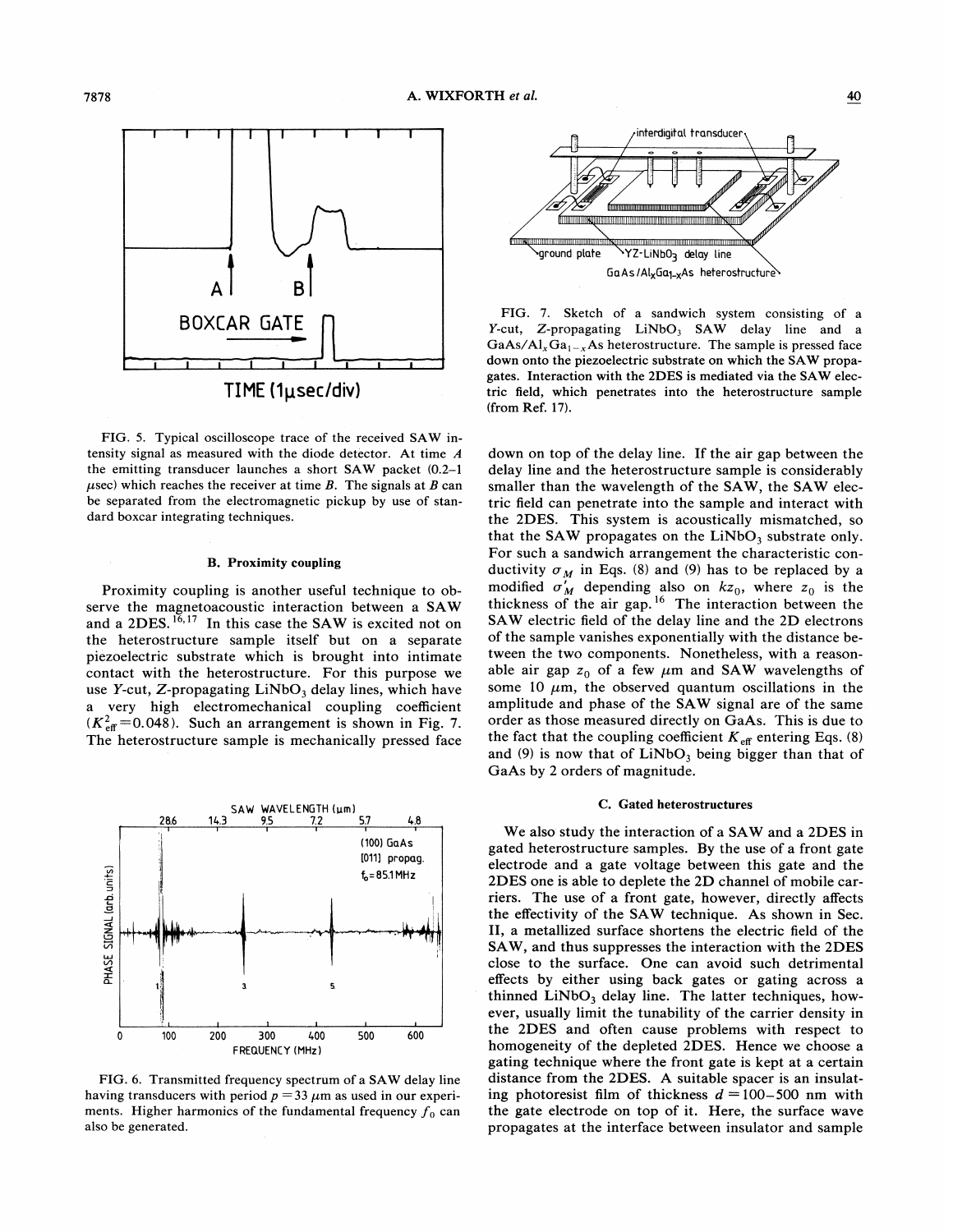FIG. 5. Typical oscilloscope trace of the received SAW intensity signal as measured with the diode detector. At time $A$ the emitting transducer launches a short SAW packet (0.2–1 $\mu$sec) which reaches the receiver at time $B$. The signals at $B$ can be separated from the electromagnetic pickup by use of standard boxcar integrating techniques.

### B. Proximity coupling

Proximity coupling is another useful technique to observe the magnetoacoustic interaction between a SAW and a 2DES.[16,17] In this case the SAW is excited not on the heterostructure sample itself but on a separate piezoelectric substrate which is brought into intimate contact with the heterostructure. For this purpose we use $Y$-cut, $Z$-propagating $LiNbO_3$ delay lines, which have a very high electromechanical coupling coefficient ($K_{\text{eff}}^2 = 0.048$). Such an arrangement is shown in Fig. 7. The heterostructure sample is mechanically pressed face down on top of the delay line. If the air gap between the delay line and the heterostructure sample is considerably smaller than the wavelength of the SAW, the SAW electric field can penetrate into the sample and interact with the 2DES. This system is acoustically mismatched, so that the SAW propagates on the $LiNbO_3$ substrate only. For such a sandwich arrangement the characteristic conductivity $\sigma_M$ in Eqs. (8) and (9) has to be replaced by a modified $\sigma'_M$ depending also on $kz_0$, where $z_0$ is the thickness of the air gap.[16] The interaction between the SAW electric field of the delay line and the 2D electrons of the sample vanishes exponentially with the distance between the two components. Nonetheless, with a reasonable air gap $z_0$ of a few $\mu$m and SAW wavelengths of some 10 $\mu$m, the observed quantum oscillations in the amplitude and phase of the SAW signal are of the same order as those measured directly on GaAs. This is due to the fact that the coupling coefficient $K_{\text{eff}}$ entering Eqs. (8) and (9) is now that of $LiNbO_3$ being bigger than that of GaAs by 2 orders of magnitude.

FIG. 6. Transmitted frequency spectrum of a SAW delay line having transducers with period $p = 33$ $\mu$m as used in our experiments. Higher harmonics of the fundamental frequency $f_0$ can also be generated.

FIG. 7. Sketch of a sandwich system consisting of a $Y$-cut, $Z$-propagating $LiNbO_3$ SAW delay line and a $GaAs/Al_xGa_{1-x}As$ heterostructure. The sample is pressed face down onto the piezoelectric substrate on which the SAW propagates. Interaction with the 2DES is mediated via the SAW electric field, which penetrates into the heterostructure sample (from Ref. 17).

### C. Gated heterostructures

We also study the interaction of a SAW and a 2DES in gated heterostructure samples. By the use of a front gate electrode and a gate voltage between this gate and the 2DES one is able to deplete the 2D channel of mobile carriers. The use of a front gate, however, directly affects the effectivity of the SAW technique. As shown in Sec. II, a metallized surface shortens the electric field of the SAW, and thus suppresses the interaction with the 2DES close to the surface. One can avoid such detrimental effects by either using back gates or gating across a thinned $LiNbO_3$ delay line. The latter techniques, however, usually limit the tunability of the carrier density in the 2DES and often cause problems with respect to homogeneity of the depleted 2DES. Hence we choose a gating technique where the front gate is kept at a certain distance from the 2DES. A suitable spacer is an insulating photoresist film of thickness $d = 100$–$500$ nm with the gate electrode on top of it. Here, the surface wave propagates at the interface between insulator and sample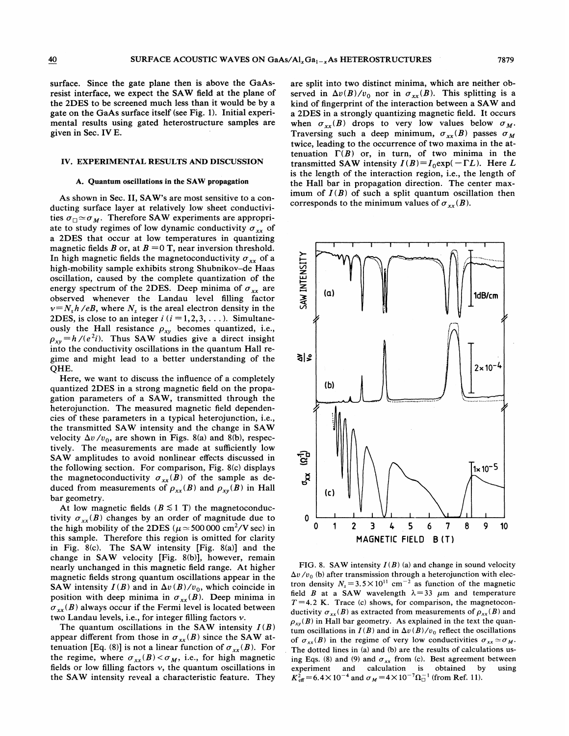surface. Since the gate plane then is above the GaAs-resist interface, we expect the SAW field at the plane of the 2DES to be screened much less than it would be by a gate on the GaAs surface itself (see Fig. 1). Initial experimental results using gated heterostructure samples are given in Sec. IV E.

## IV. EXPERIMENTAL RESULTS AND DISCUSSION

### A. Quantum oscillations in the SAW propagation

As shown in Sec. II, SAW's are most sensitive to a conducting surface layer at relatively low sheet conductivities $\sigma_\square \simeq \sigma_M$. Therefore SAW experiments are appropriate to study regimes of low dynamic conductivity $\sigma_{xx}$ of a 2DES that occur at low temperatures in quantizing magnetic fields $B$ or, at $B=0$ T, near inversion threshold. In high magnetic fields the magnetoconductivity $\sigma_{xx}$ of a high-mobility sample exhibits strong Shubnikov–de Haas oscillation, caused by the complete quantization of the energy spectrum of the 2DES. Deep minima of $\sigma_{xx}$ are observed whenever the Landau level filling factor $\nu = N_s h/eB$, where $N_s$ is the areal electron density in the 2DES, is close to an integer $i$ ($i=1,2,3,\ldots$). Simultaneously the Hall resistance $\rho_{xy}$ becomes quantized, i.e., $\rho_{xy} = h/(e^2 i)$. Thus SAW studies give a direct insight into the conductivity oscillations in the quantum Hall regime and might lead to a better understanding of the QHE.

Here, we want to discuss the influence of a completely quantized 2DES in a strong magnetic field on the propagation parameters of a SAW, transmitted through the heterojunction. The measured magnetic field dependencies of these parameters in a typical heterojunction, i.e., the transmitted SAW intensity and the change in SAW velocity $\Delta v/v_0$, are shown in Figs. 8(a) and 8(b), respectively. The measurements are made at sufficiently low SAW amplitudes to avoid nonlinear effects discussed in the following section. For comparison, Fig. 8(c) displays the magnetoconductivity $\sigma_{xx}(B)$ of the sample as deduced from measurements of $\rho_{xx}(B)$ and $\rho_{xy}(B)$ in Hall bar geometry.

At low magnetic fields ($B \lesssim 1$ T) the magnetoconductivity $\sigma_{xx}(B)$ changes by an order of magnitude due to the high mobility of the 2DES ($\mu \simeq 500\,000$ cm$^2$/V sec) in this sample. Therefore this region is omitted for clarity in Fig. 8(c). The SAW intensity [Fig. 8(a)] and the change in SAW velocity [Fig. 8(b)], however, remain nearly unchanged in this magnetic field range. At higher magnetic fields strong quantum oscillations appear in the SAW intensity $I(B)$ and in $\Delta v(B)/v_0$, which coincide in position with deep minima in $\sigma_{xx}(B)$. Deep minima in $\sigma_{xx}(B)$ always occur if the Fermi level is located between two Landau levels, i.e., for integer filling factors $\nu$.

The quantum oscillations in the SAW intensity $I(B)$ appear different from those in $\sigma_{xx}(B)$ since the SAW attenuation [Eq. (8)] is not a linear function of $\sigma_{xx}(B)$. For the regime, where $\sigma_{xx}(B) < \sigma_M$, i.e., for high magnetic fields or low filling factors $\nu$, the quantum oscillations in the SAW intensity reveal a characteristic feature. They are split into two distinct minima, which are neither observed in $\Delta v(B)/v_0$ nor in $\sigma_{xx}(B)$. This splitting is a kind of fingerprint of the interaction between a SAW and a 2DES in a strongly quantizing magnetic field. It occurs when $\sigma_{xx}(B)$ drops to very low values below $\sigma_M$. Traversing such a deep minimum, $\sigma_{xx}(B)$ passes $\sigma_M$ twice, leading to the occurrence of two maxima in the attenuation $\Gamma(B)$ or, in turn, of two minima in the transmitted SAW intensity $I(B) = I_0 \exp(-\Gamma L)$. Here $L$ is the length of the interaction region, i.e., the length of the Hall bar in propagation direction. The center maximum of $I(B)$ of such a split quantum oscillation then corresponds to the minimum values of $\sigma_{xx}(B)$.

FIG. 8. SAW intensity $I(B)$ (a) and change in sound velocity $\Delta v/v_0$ (b) after transmission through a heterojunction with electron density $N_s = 3.5 \times 10^{11}$ cm$^{-2}$ as function of the magnetic field $B$ at a SAW wavelength $\lambda = 33$ $\mu$m and temperature $T=4.2$ K. Trace (c) shows, for comparison, the magnetoconductivity $\sigma_{xx}(B)$ as extracted from measurements of $\rho_{xx}(B)$ and $\rho_{xy}(B)$ in Hall bar geometry. As explained in the text the quantum oscillations in $I(B)$ and in $\Delta v(B)/v_0$ reflect the oscillations of $\sigma_{xx}(B)$ in the regime of very low conductivities $\sigma_{xx} \simeq \sigma_M$. The dotted lines in (a) and (b) are the results of calculations using Eqs. (8) and (9) and $\sigma_{xx}$ from (c). Best agreement between experiment and calculation is obtained by using $K_{\text{eff}}^2 = 6.4 \times 10^{-4}$ and $\sigma_M = 4 \times 10^{-7}\,\Omega_\square^{-1}$ (from Ref. 11).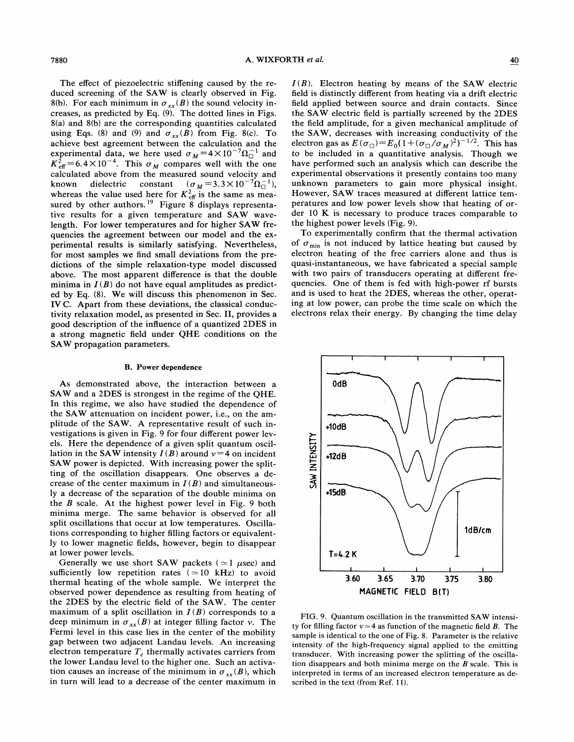The effect of piezoelectric stiffening caused by the reduced screening of the SAW is clearly observed in Fig. 8(b). For each minimum in $\sigma_{xx}(B)$ the sound velocity increases, as predicted by Eq. (9). The dotted lines in Figs. 8(a) and 8(b) are the corresponding quantities calculated using Eqs. (8) and (9) and $\sigma_{xx}(B)$ from Fig. 8(c). To achieve best agreement between the calculation and the experimental data, we here used $\sigma_M = 4\times10^{-7}\Omega_\square^{-1}$ and $K_{\text{eff}}^2 = 6.4\times10^{-4}$. This $\sigma_M$ compares well with the one calculated above from the measured sound velocity and known dielectric constant ($\sigma_M = 3.3\times10^{-7}\Omega_\square^{-1}$), whereas the value used here for $K_{\text{eff}}^2$ is the same as measured by other authors.[19] Figure 8 displays representative results for a given temperature and SAW wavelength. For lower temperatures and for higher SAW frequencies the agreement between our model and the experimental results is similarly satisfying. Nevertheless, for most samples we find small deviations from the predictions of the simple relaxation-type model discussed above. The most apparent difference is that the double minima in $I(B)$ do not have equal amplitudes as predicted by Eq. (8). We will discuss this phenomenon in Sec. IV C. Apart from these deviations, the classical conductivity relaxation model, as presented in Sec. II, provides a good description of the influence of a quantized 2DES in a strong magnetic field under QHE conditions on the SAW propagation parameters.

### B. Power dependence

As demonstrated above, the interaction between a SAW and a 2DES is strongest in the regime of the QHE. In this regime, we also have studied the dependence of the SAW attenuation on incident power, i.e., on the amplitude of the SAW. A representative result of such investigations is given in Fig. 9 for four different power levels. Here the dependence of a given split quantum oscillation in the SAW intensity $I(B)$ around $\nu=4$ on incident SAW power is depicted. With increasing power the splitting of the oscillation disappears. One observes a decrease of the center maximum in $I(B)$ and simultaneously a decrease of the separation of the double minima on the $B$ scale. At the highest power level in Fig. 9 both minima merge. The same behavior is observed for all split oscillations that occur at low temperatures. Oscillations corresponding to higher filling factors or equivalently to lower magnetic fields, however, begin to disappear at lower power levels.

Generally we use short SAW packets ($\simeq 1$ $\mu$sec) and sufficiently low repetition rates ($\simeq 10$ kHz) to avoid thermal heating of the whole sample. We interpret the observed power dependence as resulting from heating of the 2DES by the electric field of the SAW. The center maximum of a split oscillation in $I(B)$ corresponds to a deep minimum in $\sigma_{xx}(B)$ at integer filling factor $\nu$. The Fermi level in this case lies in the center of the mobility gap between two adjacent Landau levels. An increasing electron temperature $T_e$ thermally activates carriers from the lower Landau level to the higher one. Such an activation causes an increase of the minimum in $\sigma_{xx}(B)$, which in turn will lead to a decrease of the center maximum in $I(B)$. Electron heating by means of the SAW electric field is distinctly different from heating via a drift electric field applied between source and drain contacts. Since the SAW electric field is partially screened by the 2DES the field amplitude, for a given mechanical amplitude of the SAW, decreases with increasing conductivity of the electron gas as $E(\sigma_\square) = E_0(1+(\sigma_\square/\sigma_M)^2)^{-1/2}$. This has to be included in a quantitative analysis. Though we have performed such an analysis which can describe the experimental observations it presently contains too many unknown parameters to gain more physical insight. However, SAW traces measured at different lattice temperatures and low power levels show that heating of order 10 K is necessary to produce traces comparable to the highest power levels (Fig. 9).

To experimentally confirm that the thermal activation of $\sigma_{\min}$ is not induced by lattice heating but caused by electron heating of the free carriers alone and thus is quasi-instantaneous, we have fabricated a special sample with two pairs of transducers operating at different frequencies. One of them is fed with high-power rf bursts and is used to heat the 2DES, whereas the other, operating at low power, can probe the time scale on which the electrons relax their energy. By changing the time delay

FIG. 9. Quantum oscillation in the transmitted SAW intensity for filling factor $\nu \simeq 4$ as function of the magnetic field $B$. The sample is identical to the one of Fig. 8. Parameter is the relative intensity of the high-frequency signal applied to the emitting transducer. With increasing power the splitting of the oscillation disappears and both minima merge on the $B$ scale. This is interpreted in terms of an increased electron temperature as described in the text (from Ref. 11).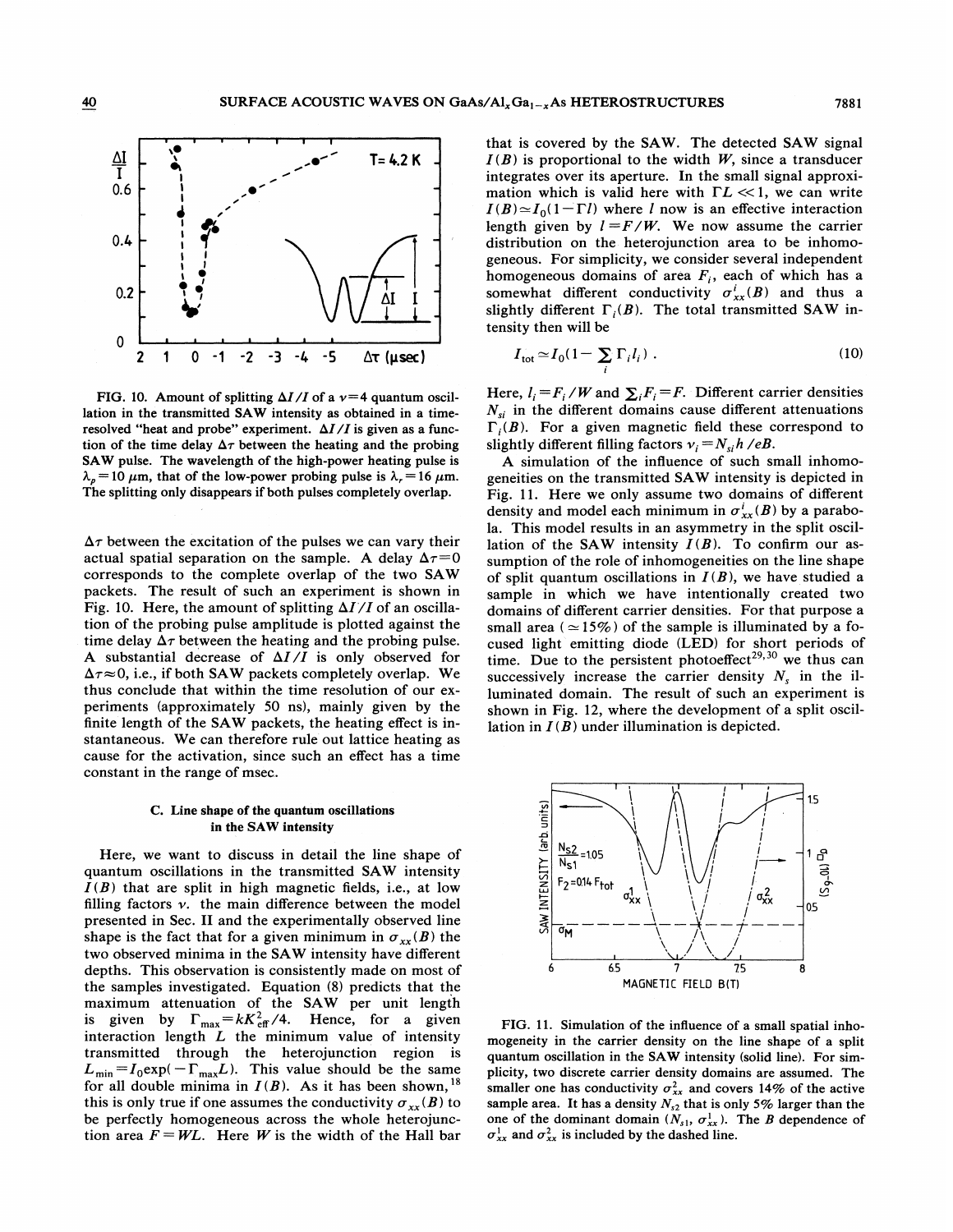FIG. 10. Amount of splitting $\Delta I/I$ of a $\nu=4$ quantum oscillation in the transmitted SAW intensity as obtained in a time-resolved "heat and probe" experiment. $\Delta I/I$ is given as a function of the time delay $\Delta\tau$ between the heating and the probing SAW pulse. The wavelength of the high-power heating pulse is $\lambda_p=10$ $\mu$m, that of the low-power probing pulse is $\lambda_r=16$ $\mu$m. The splitting only disappears if both pulses completely overlap.

$\Delta\tau$ between the excitation of the pulses we can vary their actual spatial separation on the sample. A delay $\Delta\tau=0$ corresponds to the complete overlap of the two SAW packets. The result of such an experiment is shown in Fig. 10. Here, the amount of splitting $\Delta I/I$ of an oscillation of the probing pulse amplitude is plotted against the time delay $\Delta\tau$ between the heating and the probing pulse. A substantial decrease of $\Delta I/I$ is only observed for $\Delta\tau\approx 0$, i.e., if both SAW packets completely overlap. We thus conclude that within the time resolution of our experiments (approximately 50 ns), mainly given by the finite length of the SAW packets, the heating effect is instantaneous. We can therefore rule out lattice heating as cause for the activation, since such an effect has a time constant in the range of msec.

### C. Line shape of the quantum oscillations in the SAW intensity

Here, we want to discuss in detail the line shape of quantum oscillations in the transmitted SAW intensity $I(B)$ that are split in high magnetic fields, i.e., at low filling factors $\nu$. the main difference between the model presented in Sec. II and the experimentally observed line shape is the fact that for a given minimum in $\sigma_{xx}(B)$ the two observed minima in the SAW intensity have different depths. This observation is consistently made on most of the samples investigated. Equation (8) predicts that the maximum attenuation of the SAW per unit length is given by $\Gamma_{\max}=kK_{\text{eff}}^2/4$. Hence, for a given interaction length $L$ the minimum value of intensity transmitted through the heterojunction region is $L_{\min}=I_0\exp(-\Gamma_{\max}L)$. This value should be the same for all double minima in $I(B)$. As it has been shown,[18] this is only true if one assumes the conductivity $\sigma_{xx}(B)$ to be perfectly homogeneous across the whole heterojunction area $F=WL$. Here $W$ is the width of the Hall bar that is covered by the SAW. The detected SAW signal $I(B)$ is proportional to the width $W$, since a transducer integrates over its aperture. In the small signal approximation which is valid here with $\Gamma L \ll 1$, we can write $I(B)\simeq I_0(1-\Gamma l)$ where $l$ now is an effective interaction length given by $l=F/W$. We now assume the carrier distribution on the heterojunction area to be inhomogeneous. For simplicity, we consider several independent homogeneous domains of area $F_i$, each of which has a somewhat different conductivity $\sigma_{xx}^i(B)$ and thus a slightly different $\Gamma_i(B)$. The total transmitted SAW intensity then will be

$$I_{\text{tot}}\simeq I_0\Big(1-\sum_i \Gamma_i l_i\Big) . \tag{10}$$

Here, $l_i=F_i/W$ and $\sum_i F_i=F$. Different carrier densities $N_{si}$ in the different domains cause different attenuations $\Gamma_i(B)$. For a given magnetic field these correspond to slightly different filling factors $\nu_i=N_{si}h/eB$.

A simulation of the influence of such small inhomogeneities on the transmitted SAW intensity is depicted in Fig. 11. Here we only assume two domains of different density and model each minimum in $\sigma_{xx}^i(B)$ by a parabola. This model results in an asymmetry in the split oscillation of the SAW intensity $I(B)$. To confirm our assumption of the role of inhomogeneities on the line shape of split quantum oscillations in $I(B)$, we have studied a sample in which we have intentionally created two domains of different carrier densities. For that purpose a small area ($\simeq 15\%$) of the sample is illuminated by a focused light emitting diode (LED) for short periods of time. Due to the persistent photoeffect[29,30] we thus can successively increase the carrier density $N_s$ in the illuminated domain. The result of such an experiment is shown in Fig. 12, where the development of a split oscillation in $I(B)$ under illumination is depicted.

FIG. 11. Simulation of the influence of a small spatial inhomogeneity in the carrier density on the line shape of a split quantum oscillation in the SAW intensity (solid line). For simplicity, two discrete carrier density domains are assumed. The smaller one has conductivity $\sigma_{xx}^2$ and covers 14% of the active sample area. It has a density $N_{s2}$ that is only 5% larger than the one of the dominant domain ($N_{s1}$, $\sigma_{xx}^1$). The $B$ dependence of $\sigma_{xx}^1$ and $\sigma_{xx}^2$ is included by the dashed line.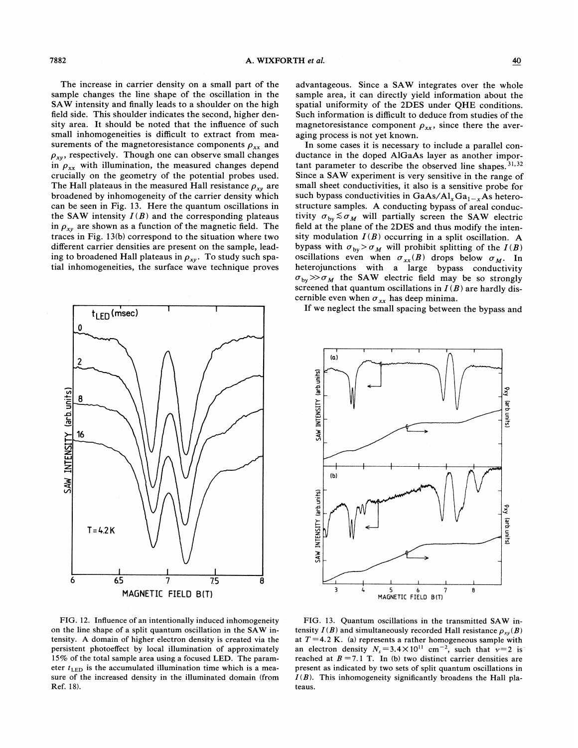The increase in carrier density on a small part of the sample changes the line shape of the oscillation in the SAW intensity and finally leads to a shoulder on the high field side. This shoulder indicates the second, higher density area. It should be noted that the influence of such small inhomogeneities is difficult to extract from measurements of the magnetoresistance components $\rho_{xx}$ and $\rho_{xy}$, respectively. Though one can observe small changes in $\rho_{xx}$ with illumination, the measured changes depend crucially on the geometry of the potential probes used. The Hall plateaus in the measured Hall resistance $\rho_{xy}$ are broadened by inhomogeneity of the carrier density which can be seen in Fig. 13. Here the quantum oscillations in the SAW intensity $I(B)$ and the corresponding plateaus in $\rho_{xy}$ are shown as a function of the magnetic field. The traces in Fig. 13(b) correspond to the situation where two different carrier densities are present on the sample, leading to broadened Hall plateaus in $\rho_{xy}$. To study such spatial inhomogeneities, the surface wave technique proves advantageous. Since a SAW integrates over the whole sample area, it can directly yield information about the spatial uniformity of the 2DES under QHE conditions. Such information is difficult to deduce from studies of the magnetoresistance component $\rho_{xx}$, since there the averaging process is not yet known.

In some cases it is necessary to include a parallel conductance in the doped AlGaAs layer as another important parameter to describe the observed line shapes.[31,32] Since a SAW experiment is very sensitive in the range of small sheet conductivities, it also is a sensitive probe for such bypass conductivities in GaAs/$Al_xGa_{1-x}$As heterostructure samples. A conducting bypass of areal conductivity $\sigma_{by} \lesssim \sigma_M$ will partially screen the SAW electric field at the plane of the 2DES and thus modify the intensity modulation $I(B)$ occurring in a split oscillation. A bypass with $\sigma_{by} > \sigma_M$ will prohibit splitting of the $I(B)$ oscillations even when $\sigma_{xx}(B)$ drops below $\sigma_M$. In heterojunctions with a large bypass conductivity $\sigma_{by} \gg \sigma_M$ the SAW electric field may be so strongly screened that quantum oscillations in $I(B)$ are hardly discernible even when $\sigma_{xx}$ has deep minima.

If we neglect the small spacing between the bypass and

FIG. 12. Influence of an intentionally induced inhomogeneity on the line shape of a split quantum oscillation in the SAW intensity. A domain of higher electron density is created via the persistent photoeffect by local illumination of approximately 15% of the total sample area using a focused LED. The parameter $t_{LED}$ is the accumulated illumination time which is a measure of the increased density in the illuminated domain (from Ref. 18).

FIG. 13. Quantum oscillations in the transmitted SAW intensity $I(B)$ and simultaneously recorded Hall resistance $\rho_{xy}(B)$ at $T = 4.2$ K. (a) represents a rather homogeneous sample with an electron density $N_s = 3.4 \times 10^{11}$ cm$^{-2}$, such that $\nu = 2$ is reached at $B = 7.1$ T. In (b) two distinct carrier densities are present as indicated by two sets of split quantum oscillations in $I(B)$. This inhomogeneity significantly broadens the Hall plateaus.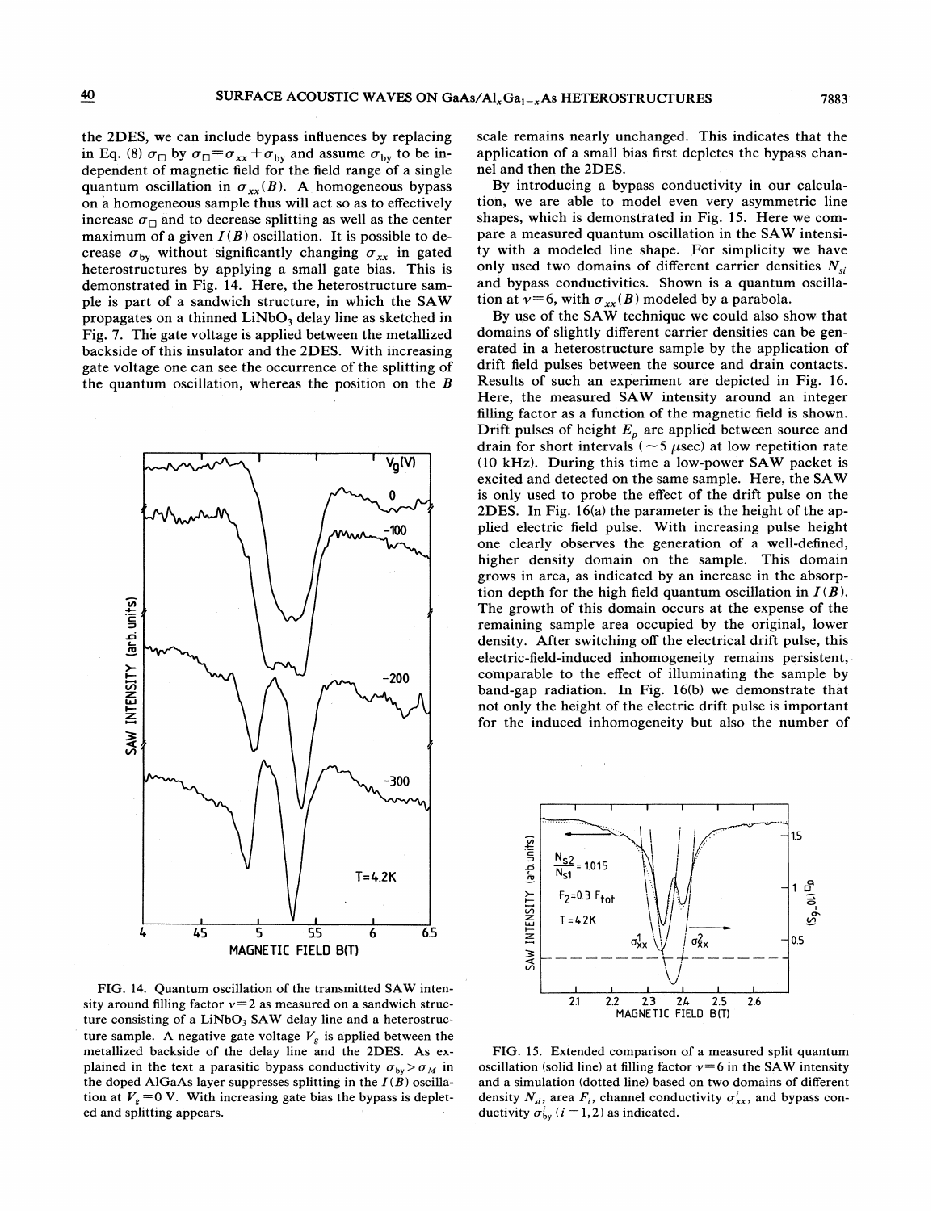the 2DES, we can include bypass influences by replacing in Eq. (8) $\sigma_\square$ by $\sigma_\square = \sigma_{xx} + \sigma_{by}$ and assume $\sigma_{by}$ to be independent of magnetic field for the field range of a single quantum oscillation in $\sigma_{xx}(B)$. A homogeneous bypass on a homogeneous sample thus will act so as to effectively increase $\sigma_\square$ and to decrease splitting as well as the center maximum of a given $I(B)$ oscillation. It is possible to decrease $\sigma_{by}$ without significantly changing $\sigma_{xx}$ in gated heterostructures by applying a small gate bias. This is demonstrated in Fig. 14. Here, the heterostructure sample is part of a sandwich structure, in which the SAW propagates on a thinned $LiNbO_3$ delay line as sketched in Fig. 7. The gate voltage is applied between the metallized backside of this insulator and the 2DES. With increasing gate voltage one can see the occurrence of the splitting of the quantum oscillation, whereas the position on the $B$ scale remains nearly unchanged. This indicates that the application of a small bias first depletes the bypass channel and then the 2DES.

By introducing a bypass conductivity in our calculation, we are able to model even very asymmetric line shapes, which is demonstrated in Fig. 15. Here we compare a measured quantum oscillation in the SAW intensity with a modeled line shape. For simplicity we have only used two domains of different carrier densities $N_{si}$ and bypass conductivities. Shown is a quantum oscillation at $\nu = 6$, with $\sigma_{xx}(B)$ modeled by a parabola.

By use of the SAW technique we could also show that domains of slightly different carrier densities can be generated in a heterostructure sample by the application of drift field pulses between the source and drain contacts. Results of such an experiment are depicted in Fig. 16. Here, the measured SAW intensity around an integer filling factor as a function of the magnetic field is shown. Drift pulses of height $E_p$ are applied between source and drain for short intervals ($\sim 5$ $\mu$sec) at low repetition rate (10 kHz). During this time a low-power SAW packet is excited and detected on the same sample. Here, the SAW is only used to probe the effect of the drift pulse on the 2DES. In Fig. 16(a) the parameter is the height of the applied electric field pulse. With increasing pulse height one clearly observes the generation of a well-defined, higher density domain on the sample. This domain grows in area, as indicated by an increase in the absorption depth for the high field quantum oscillation in $I(B)$. The growth of this domain occurs at the expense of the remaining sample area occupied by the original, lower density. After switching off the electrical drift pulse, this electric-field-induced inhomogeneity remains persistent, comparable to the effect of illuminating the sample by band-gap radiation. In Fig. 16(b) we demonstrate that not only the height of the electric drift pulse is important for the induced inhomogeneity but also the number of

FIG. 14. Quantum oscillation of the transmitted SAW intensity around filling factor $\nu = 2$ as measured on a sandwich structure consisting of a $LiNbO_3$ SAW delay line and a heterostructure sample. A negative gate voltage $V_g$ is applied between the metallized backside of the delay line and the 2DES. As explained in the text a parasitic bypass conductivity $\sigma_{by} > \sigma_M$ in the doped AlGaAs layer suppresses splitting in the $I(B)$ oscillation at $V_g = 0$ V. With increasing gate bias the bypass is depleted and splitting appears.

FIG. 15. Extended comparison of a measured split quantum oscillation (solid line) at filling factor $\nu = 6$ in the SAW intensity and a simulation (dotted line) based on two domains of different density $N_{si}$, area $F_i$, channel conductivity $\sigma_{xx}^i$, and bypass conductivity $\sigma_{by}^i$ ($i = 1, 2$) as indicated.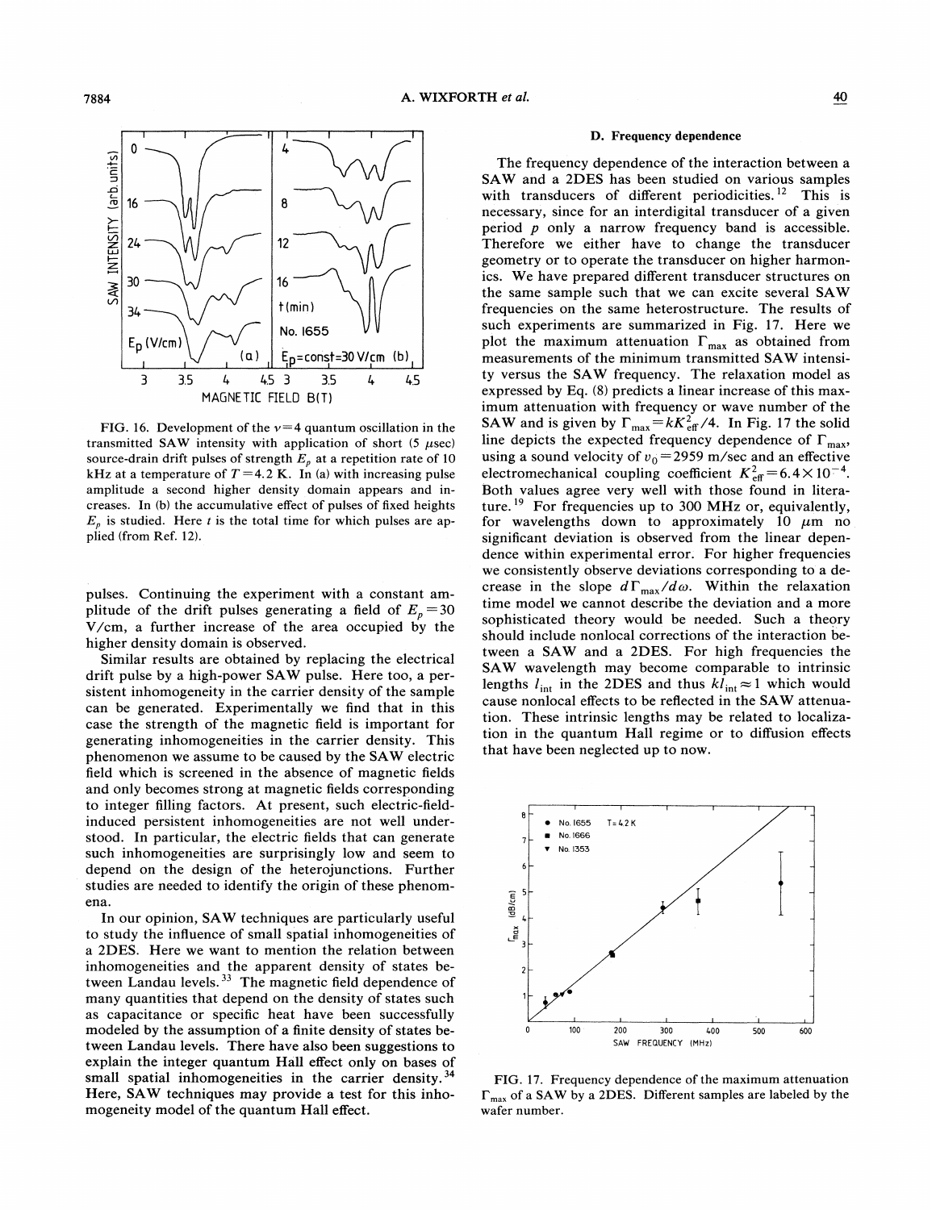FIG. 16. Development of the $\nu=4$ quantum oscillation in the transmitted SAW intensity with application of short (5 $\mu$sec) source-drain drift pulses of strength $E_p$ at a repetition rate of 10 kHz at a temperature of $T=4.2$ K. In (a) with increasing pulse amplitude a second higher density domain appears and increases. In (b) the accumulative effect of pulses of fixed heights $E_p$ is studied. Here $t$ is the total time for which pulses are applied (from Ref. 12).

pulses. Continuing the experiment with a constant amplitude of the drift pulses generating a field of $E_p=30$ V/cm, a further increase of the area occupied by the higher density domain is observed.

Similar results are obtained by replacing the electrical drift pulse by a high-power SAW pulse. Here too, a persistent inhomogeneity in the carrier density of the sample can be generated. Experimentally we find that in this case the strength of the magnetic field is important for generating inhomogeneities in the carrier density. This phenomenon we assume to be caused by the SAW electric field which is screened in the absence of magnetic fields and only becomes strong at magnetic fields corresponding to integer filling factors. At present, such electric-field-induced persistent inhomogeneities are not well understood. In particular, the electric fields that can generate such inhomogeneities are surprisingly low and seem to depend on the design of the heterojunctions. Further studies are needed to identify the origin of these phenomena.

In our opinion, SAW techniques are particularly useful to study the influence of small spatial inhomogeneities of a 2DES. Here we want to mention the relation between inhomogeneities and the apparent density of states between Landau levels.[33] The magnetic field dependence of many quantities that depend on the density of states such as capacitance or specific heat have been successfully modeled by the assumption of a finite density of states between Landau levels. There have also been suggestions to explain the integer quantum Hall effect only on bases of small spatial inhomogeneities in the carrier density.[34] Here, SAW techniques may provide a test for this inhomogeneity model of the quantum Hall effect.

### D. Frequency dependence

The frequency dependence of the interaction between a SAW and a 2DES has been studied on various samples with transducers of different periodicities.[12] This is necessary, since for an interdigital transducer of a given period $p$ only a narrow frequency band is accessible. Therefore we either have to change the transducer geometry or to operate the transducer on higher harmonics. We have prepared different transducer structures on the same sample such that we can excite several SAW frequencies on the same heterostructure. The results of such experiments are summarized in Fig. 17. Here we plot the maximum attenuation $\Gamma_{max}$ as obtained from measurements of the minimum transmitted SAW intensity versus the SAW frequency. The relaxation model as expressed by Eq. (8) predicts a linear increase of this maximum attenuation with frequency or wave number of the SAW and is given by $\Gamma_{max}=kK_{eff}^2/4$. In Fig. 17 the solid line depicts the expected frequency dependence of $\Gamma_{max}$, using a sound velocity of $v_0=2959$ m/sec and an effective electromechanical coupling coefficient $K_{eff}^2=6.4\times10^{-4}$. Both values agree very well with those found in literature.[19] For frequencies up to 300 MHz or, equivalently, for wavelengths down to approximately 10 $\mu$m no significant deviation is observed from the linear dependence within experimental error. For higher frequencies we consistently observe deviations corresponding to a decrease in the slope $d\Gamma_{max}/d\omega$. Within the relaxation time model we cannot describe the deviation and a more sophisticated theory would be needed. Such a theory should include nonlocal corrections of the interaction between a SAW and a 2DES. For high frequencies the SAW wavelength may become comparable to intrinsic lengths $l_{int}$ in the 2DES and thus $kl_{int}\approx 1$ which would cause nonlocal effects to be reflected in the SAW attenuation. These intrinsic lengths may be related to localization in the quantum Hall regime or to diffusion effects that have been neglected up to now.

FIG. 17. Frequency dependence of the maximum attenuation $\Gamma_{max}$ of a SAW by a 2DES. Different samples are labeled by the wafer number.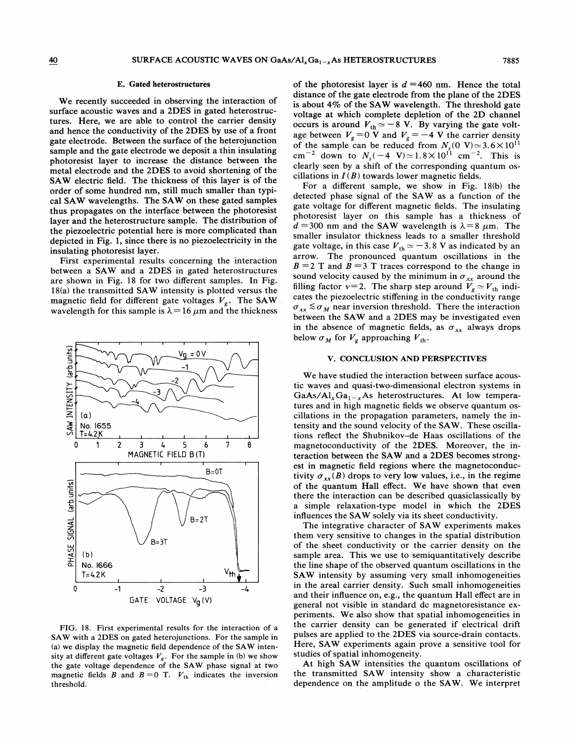### E. Gated heterostructures

We recently succeeded in observing the interaction of surface acoustic waves and a 2DES in gated heterostructures. Here, we are able to control the carrier density and hence the conductivity of the 2DES by use of a front gate electrode. Between the surface of the heterojunction sample and the gate electrode we deposit a thin insulating photoresist layer to increase the distance between the metal electrode and the 2DES to avoid shortening of the SAW electric field. The thickness of this layer is of the order of some hundred nm, still much smaller than typical SAW wavelengths. The SAW on these gated samples thus propagates on the interface between the photoresist layer and the heterostructure sample. The distribution of the piezoelectric potential here is more complicated than depicted in Fig. 1, since there is no piezoelectricity in the insulating photoresist layer.

First experimental results concerning the interaction between a SAW and a 2DES in gated heterostructures are shown in Fig. 18 for two different samples. In Fig. 18(a) the transmitted SAW intensity is plotted versus the magnetic field for different gate voltages $V_g$. The SAW wavelength for this sample is $\lambda = 16$ $\mu$m and the thickness of the photoresist layer is $d = 460$ nm. Hence the total distance of the gate electrode from the plane of the 2DES is about 4% of the SAW wavelength. The threshold gate voltage at which complete depletion of the 2D channel occurs is around $V_{th} \simeq -8$ V. By varying the gate voltage between $V_g = 0$ V and $V_g = -4$ V the carrier density of the sample can be reduced from $N_s(0 \text{ V}) \simeq 3.6 \times 10^{11}$ cm$^{-2}$ down to $N_s(-4 \text{ V}) \simeq 1.8 \times 10^{11}$ cm$^{-2}$. This is clearly seen by a shift of the corresponding quantum oscillations in $I(B)$ towards lower magnetic fields.

For a different sample, we show in Fig. 18(b) the detected phase signal of the SAW as a function of the gate voltage for different magnetic fields. The insulating photoresist layer on this sample has a thickness of $d = 300$ nm and the SAW wavelength is $\lambda = 8$ $\mu$m. The smaller insulator thickness leads to a smaller threshold gate voltage, in this case $V_{th} \simeq -3.8$ V as indicated by an arrow. The pronounced quantum oscillations in the $B = 2$ T and $B = 3$ T traces correspond to the change in sound velocity caused by the minimum in $\sigma_{xx}$ around the filling factor $\nu = 2$. The sharp step around $V_g \simeq V_{th}$ indicates the piezoelectric stiffening in the conductivity range $\sigma_{xx} \lesssim \sigma_M$ near inversion threshold. There the interaction between the SAW and a 2DES may be investigated even in the absence of magnetic fields, as $\sigma_{xx}$ always drops below $\sigma_M$ for $V_g$ approaching $V_{th}$.

FIG. 18. First experimental results for the interaction of a SAW with a 2DES on gated heterojunctions. For the sample in (a) we display the magnetic field dependence of the SAW intensity at different gate voltages $V_g$. For the sample in (b) we show the gate voltage dependence of the SAW phase signal at two magnetic fields $B$ and $B = 0$ T. $V_{th}$ indicates the inversion threshold.

## V. CONCLUSION AND PERSPECTIVES

We have studied the interaction between surface acoustic waves and quasi-two-dimensional electron systems in GaAs/Al$_x$Ga$_{1-x}$As heterostructures. At low temperatures and in high magnetic fields we observe quantum oscillations in the propagation parameters, namely the intensity and the sound velocity of the SAW. These oscillations reflect the Shubnikov–de Haas oscillations of the magnetoconductivity of the 2DES. Moreover, the interaction between the SAW and a 2DES becomes strongest in magnetic field regions where the magnetoconductivity $\sigma_{xx}(B)$ drops to very low values, i.e., in the regime of the quantum Hall effect. We have shown that even there the interaction can be described quasiclassically by a simple relaxation-type model in which the 2DES influences the SAW solely via its sheet conductivity.

The integrative character of SAW experiments makes them very sensitive to changes in the spatial distribution of the sheet conductivity or the carrier density on the sample area. This we use to semiquantitatively describe the line shape of the observed quantum oscillations in the SAW intensity by assuming very small inhomogeneities in the areal carrier density. Such small inhomogeneities and their influence on, e.g., the quantum Hall effect are in general not visible in standard dc magnetoresistance experiments. We also show that spatial inhomogeneities in the carrier density can be generated if electrical drift pulses are applied to the 2DES via source-drain contacts. Here, SAW experiments again prove a sensitive tool for studies of spatial inhomogeneity.

At high SAW intensities the quantum oscillations of the transmitted SAW intensity show a characteristic dependence on the amplitude o the SAW. We interpret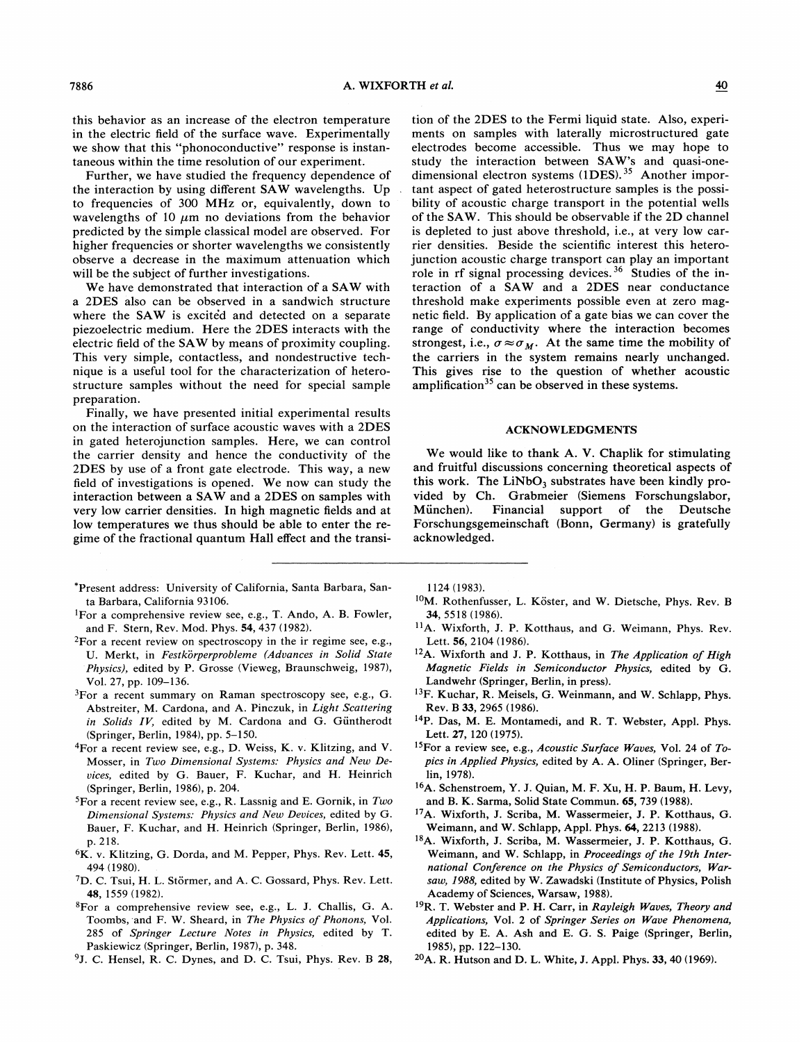this behavior as an increase of the electron temperature in the electric field of the surface wave. Experimentally we show that this "phonoconductive" response is instantaneous within the time resolution of our experiment.

Further, we have studied the frequency dependence of the interaction by using different SAW wavelengths. Up to frequencies of 300 MHz or, equivalently, down to wavelengths of 10 $\mu$m no deviations from the behavior predicted by the simple classical model are observed. For higher frequencies or shorter wavelengths we consistently observe a decrease in the maximum attenuation which will be the subject of further investigations.

We have demonstrated that interaction of a SAW with a 2DES also can be observed in a sandwich structure where the SAW is excited and detected on a separate piezoelectric medium. Here the 2DES interacts with the electric field of the SAW by means of proximity coupling. This very simple, contactless, and nondestructive technique is a useful tool for the characterization of heterostructure samples without the need for special sample preparation.

Finally, we have presented initial experimental results on the interaction of surface acoustic waves with a 2DES in gated heterojunction samples. Here, we can control the carrier density and hence the conductivity of the 2DES by use of a front gate electrode. This way, a new field of investigations is opened. We now can study the interaction between a SAW and a 2DES on samples with very low carrier densities. In high magnetic fields and at low temperatures we thus should be able to enter the regime of the fractional quantum Hall effect and the transition of the 2DES to the Fermi liquid state. Also, experiments on samples with laterally microstructured gate electrodes become accessible. Thus we may hope to study the interaction between SAW's and quasi-one-dimensional electron systems (1DES).[35] Another important aspect of gated heterostructure samples is the possibility of acoustic charge transport in the potential wells of the SAW. This should be observable if the 2D channel is depleted to just above threshold, i.e., at very low carrier densities. Beside the scientific interest this heterojunction acoustic charge transport can play an important role in rf signal processing devices.[36] Studies of the interaction of a SAW and a 2DES near conductance threshold make experiments possible even at zero magnetic field. By application of a gate bias we can cover the range of conductivity where the interaction becomes strongest, i.e., $\sigma \approx \sigma_M$. At the same time the mobility of the carriers in the system remains nearly unchanged. This gives rise to the question of whether acoustic amplification[35] can be observed in these systems.

## ACKNOWLEDGMENTS

We would like to thank A. V. Chaplik for stimulating and fruitful discussions concerning theoretical aspects of this work. The $LiNbO_3$ substrates have been kindly provided by Ch. Grabmeier (Siemens Forschungslabor, München). Financial support of the Deutsche Forschungsgemeinschaft (Bonn, Germany) is gratefully acknowledged.

---

*Present address: University of California, Santa Barbara, Santa Barbara, California 93106.

[1] For a comprehensive review see, e.g., T. Ando, A. B. Fowler, and F. Stern, Rev. Mod. Phys. **54**, 437 (1982).

[2] For a recent review on spectroscopy in the ir regime see, e.g., U. Merkt, in *Festkörperprobleme (Advances in Solid State Physics)*, edited by P. Grosse (Vieweg, Braunschweig, 1987), Vol. 27, pp. 109–136.

[3] For a recent summary on Raman spectroscopy see, e.g., G. Abstreiter, M. Cardona, and A. Pinczuk, in *Light Scattering in Solids IV*, edited by M. Cardona and G. Güntherodt (Springer, Berlin, 1984), pp. 5–150.

[4] For a recent review see, e.g., D. Weiss, K. v. Klitzing, and V. Mosser, in *Two Dimensional Systems: Physics and New Devices*, edited by G. Bauer, F. Kuchar, and H. Heinrich (Springer, Berlin, 1986), p. 204.

[5] For a recent review see, e.g., R. Lassnig and E. Gornik, in *Two Dimensional Systems: Physics and New Devices*, edited by G. Bauer, F. Kuchar, and H. Heinrich (Springer, Berlin, 1986), p. 218.

[6] K. v. Klitzing, G. Dorda, and M. Pepper, Phys. Rev. Lett. **45**, 494 (1980).

[7] D. C. Tsui, H. L. Störmer, and A. C. Gossard, Phys. Rev. Lett. **48**, 1559 (1982).

[8] For a comprehensive review see, e.g., L. J. Challis, G. A. Toombs, and F. W. Sheard, in *The Physics of Phonons*, Vol. 285 of *Springer Lecture Notes in Physics*, edited by T. Paskiewicz (Springer, Berlin, 1987), p. 348.

[9] J. C. Hensel, R. C. Dynes, and D. C. Tsui, Phys. Rev. B **28**, 1124 (1983).

[10] M. Rothenfusser, L. Köster, and W. Dietsche, Phys. Rev. B **34**, 5518 (1986).

[11] A. Wixforth, J. P. Kotthaus, and G. Weimann, Phys. Rev. Lett. **56**, 2104 (1986).

[12] A. Wixforth and J. P. Kotthaus, in *The Application of High Magnetic Fields in Semiconductor Physics*, edited by G. Landwehr (Springer, Berlin, in press).

[13] F. Kuchar, R. Meisels, G. Weinmann, and W. Schlapp, Phys. Rev. B **33**, 2965 (1986).

[14] P. Das, M. E. Montamedi, and R. T. Webster, Appl. Phys. Lett. **27**, 120 (1975).

[15] For a review see, e.g., *Acoustic Surface Waves*, Vol. 24 of *Topics in Applied Physics*, edited by A. A. Oliner (Springer, Berlin, 1978).

[16] A. Schenstroem, Y. J. Quian, M. F. Xu, H. P. Baum, H. Levy, and B. K. Sarma, Solid State Commun. **65**, 739 (1988).

[17] A. Wixforth, J. Scriba, M. Wassermeier, J. P. Kotthaus, G. Weimann, and W. Schlapp, Appl. Phys. **64**, 2213 (1988).

[18] A. Wixforth, J. Scriba, M. Wassermeier, J. P. Kotthaus, G. Weimann, and W. Schlapp, in *Proceedings of the 19th International Conference on the Physics of Semiconductors, Warsaw, 1988*, edited by W. Zawadski (Institute of Physics, Polish Academy of Sciences, Warsaw, 1988).

[19] R. T. Webster and P. H. Carr, in *Rayleigh Waves, Theory and Applications*, Vol. 2 of *Springer Series on Wave Phenomena*, edited by E. A. Ash and E. G. S. Paige (Springer, Berlin, 1985), pp. 122–130.

[20] A. R. Hutson and D. L. White, J. Appl. Phys. **33**, 40 (1969).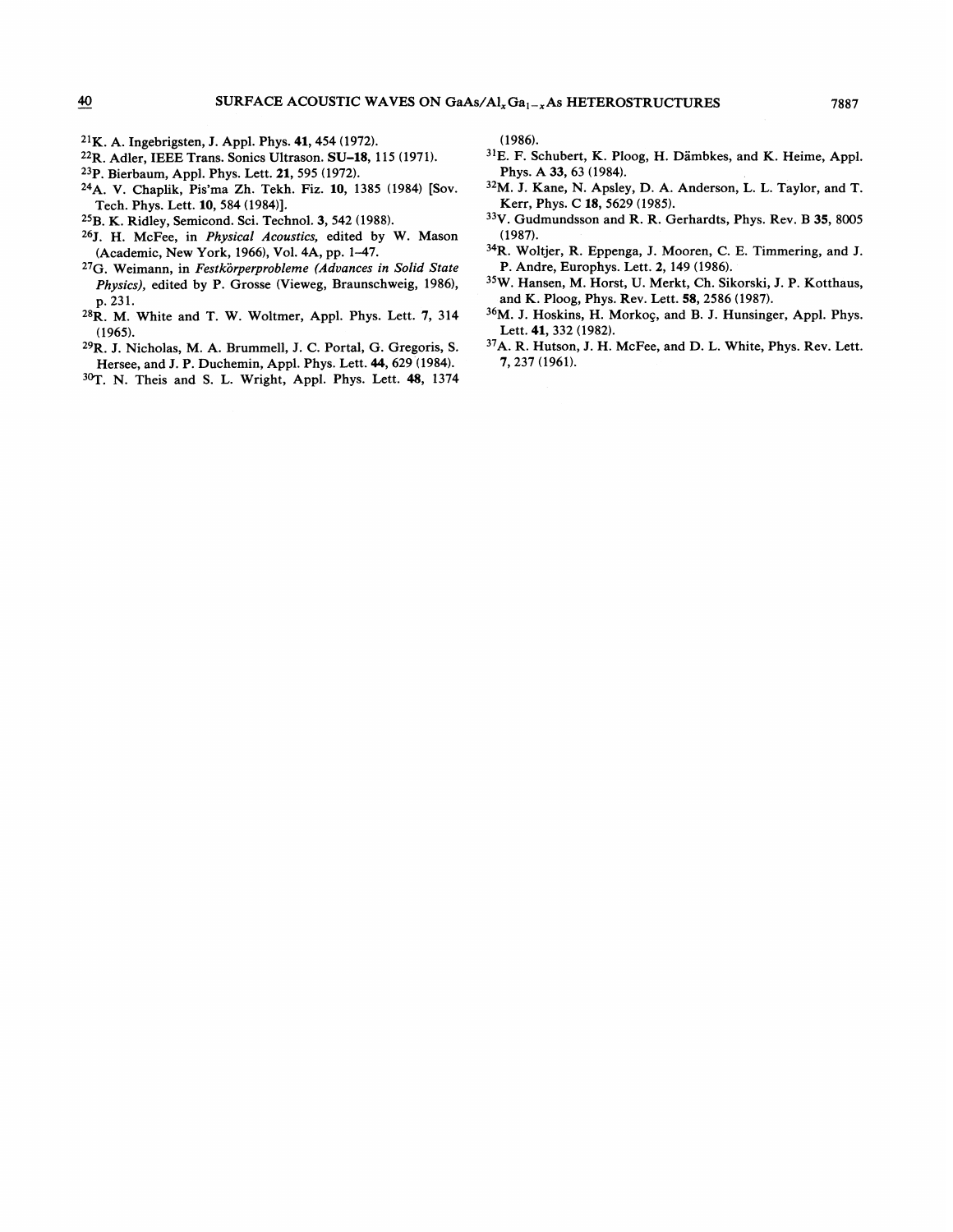[21]K. A. Ingebrigsten, J. Appl. Phys. **41**, 454 (1972).

[22]R. Adler, IEEE Trans. Sonics Ultrason. **SU-18**, 115 (1971).

[23]P. Bierbaum, Appl. Phys. Lett. **21**, 595 (1972).

[24]A. V. Chaplik, Pis'ma Zh. Tekh. Fiz. **10**, 1385 (1984) [Sov. Tech. Phys. Lett. **10**, 584 (1984)].

[25]B. K. Ridley, Semicond. Sci. Technol. **3**, 542 (1988).

[26]J. H. McFee, in *Physical Acoustics,* edited by W. Mason (Academic, New York, 1966), Vol. 4A, pp. 1–47.

[27]G. Weimann, in *Festkörperprobleme (Advances in Solid State Physics),* edited by P. Grosse (Vieweg, Braunschweig, 1986), p. 231.

[28]R. M. White and T. W. Woltmer, Appl. Phys. Lett. **7**, 314 (1965).

[29]R. J. Nicholas, M. A. Brummell, J. C. Portal, G. Gregoris, S. Hersee, and J. P. Duchemin, Appl. Phys. Lett. **44**, 629 (1984).

[30]T. N. Theis and S. L. Wright, Appl. Phys. Lett. **48**, 1374 (1986).

[31]E. F. Schubert, K. Ploog, H. Dämbkes, and K. Heime, Appl. Phys. A **33**, 63 (1984).

[32]M. J. Kane, N. Apsley, D. A. Anderson, L. L. Taylor, and T. Kerr, Phys. C **18**, 5629 (1985).

[33]V. Gudmundsson and R. R. Gerhardts, Phys. Rev. B **35**, 8005 (1987).

[34]R. Woltjer, R. Eppenga, J. Mooren, C. E. Timmering, and J. P. Andre, Europhys. Lett. **2**, 149 (1986).

[35]W. Hansen, M. Horst, U. Merkt, Ch. Sikorski, J. P. Kotthaus, and K. Ploog, Phys. Rev. Lett. **58**, 2586 (1987).

[36]M. J. Hoskins, H. Morkoç, and B. J. Hunsinger, Appl. Phys. Lett. **41**, 332 (1982).

[37]A. R. Hutson, J. H. McFee, and D. L. White, Phys. Rev. Lett. **7**, 237 (1961).